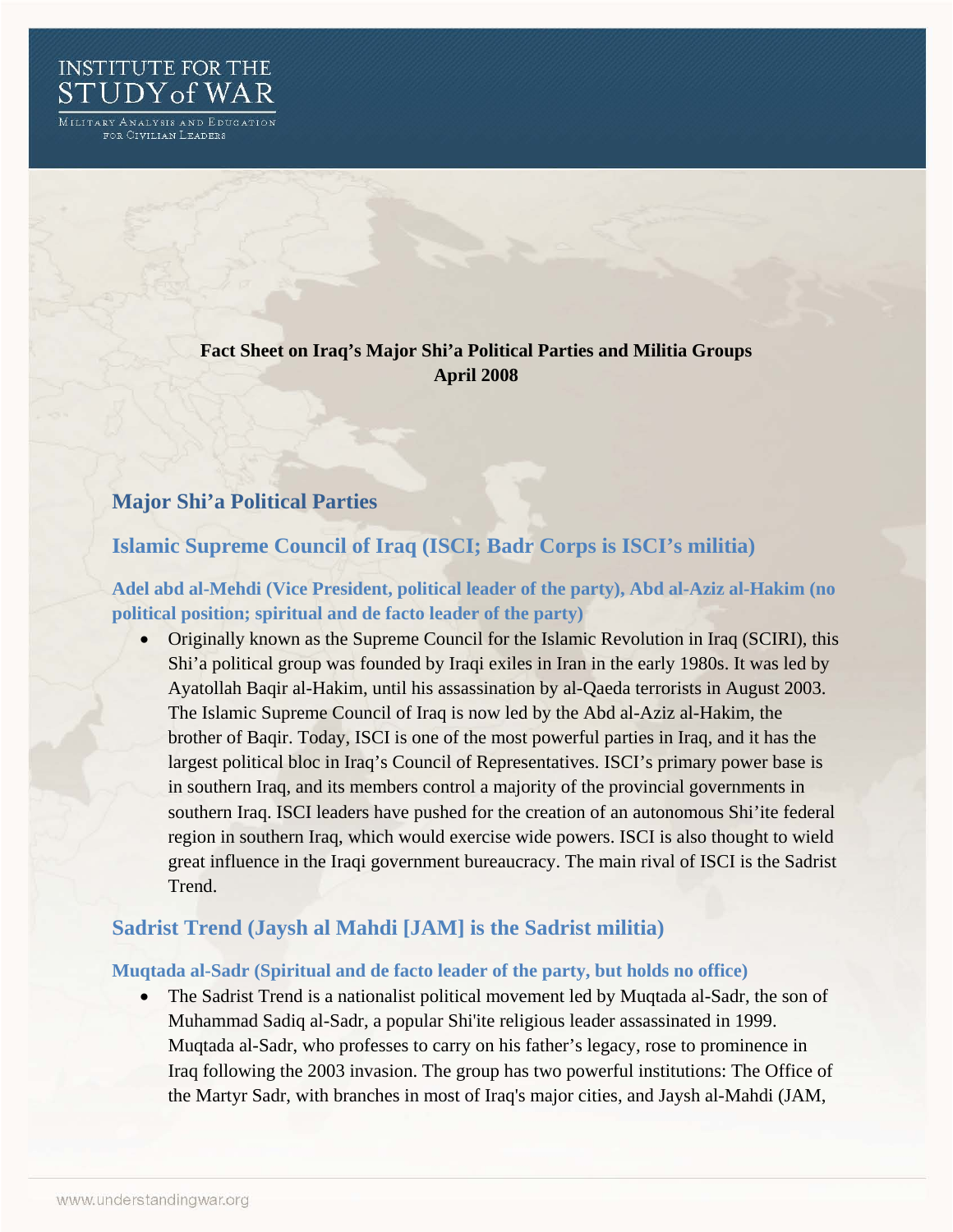INSTITUTE FOR THE STUDY of WAR

MILITARY ANALYSIS AND EDUCATION FOR CIVILIAN LEADERS

**Fact Sheet on Iraq's Major Shi'a Political Parties and Militia Groups**
**April 2008**

## Major Shi'a Political Parties

## Islamic Supreme Council of Iraq (ISCI; Badr Corps is ISCI's militia)

### Adel abd al-Mehdi (Vice President, political leader of the party), Abd al-Aziz al-Hakim (no political position; spiritual and de facto leader of the party)

- Originally known as the Supreme Council for the Islamic Revolution in Iraq (SCIRI), this Shi'a political group was founded by Iraqi exiles in Iran in the early 1980s. It was led by Ayatollah Baqir al-Hakim, until his assassination by al-Qaeda terrorists in August 2003. The Islamic Supreme Council of Iraq is now led by the Abd al-Aziz al-Hakim, the brother of Baqir. Today, ISCI is one of the most powerful parties in Iraq, and it has the largest political bloc in Iraq's Council of Representatives. ISCI's primary power base is in southern Iraq, and its members control a majority of the provincial governments in southern Iraq. ISCI leaders have pushed for the creation of an autonomous Shi'ite federal region in southern Iraq, which would exercise wide powers. ISCI is also thought to wield great influence in the Iraqi government bureaucracy. The main rival of ISCI is the Sadrist Trend.

## Sadrist Trend (Jaysh al Mahdi [JAM] is the Sadrist militia)

### Muqtada al-Sadr (Spiritual and de facto leader of the party, but holds no office)

- The Sadrist Trend is a nationalist political movement led by Muqtada al-Sadr, the son of Muhammad Sadiq al-Sadr, a popular Shi'ite religious leader assassinated in 1999. Muqtada al-Sadr, who professes to carry on his father's legacy, rose to prominence in Iraq following the 2003 invasion. The group has two powerful institutions: The Office of the Martyr Sadr, with branches in most of Iraq's major cities, and Jaysh al-Mahdi (JAM,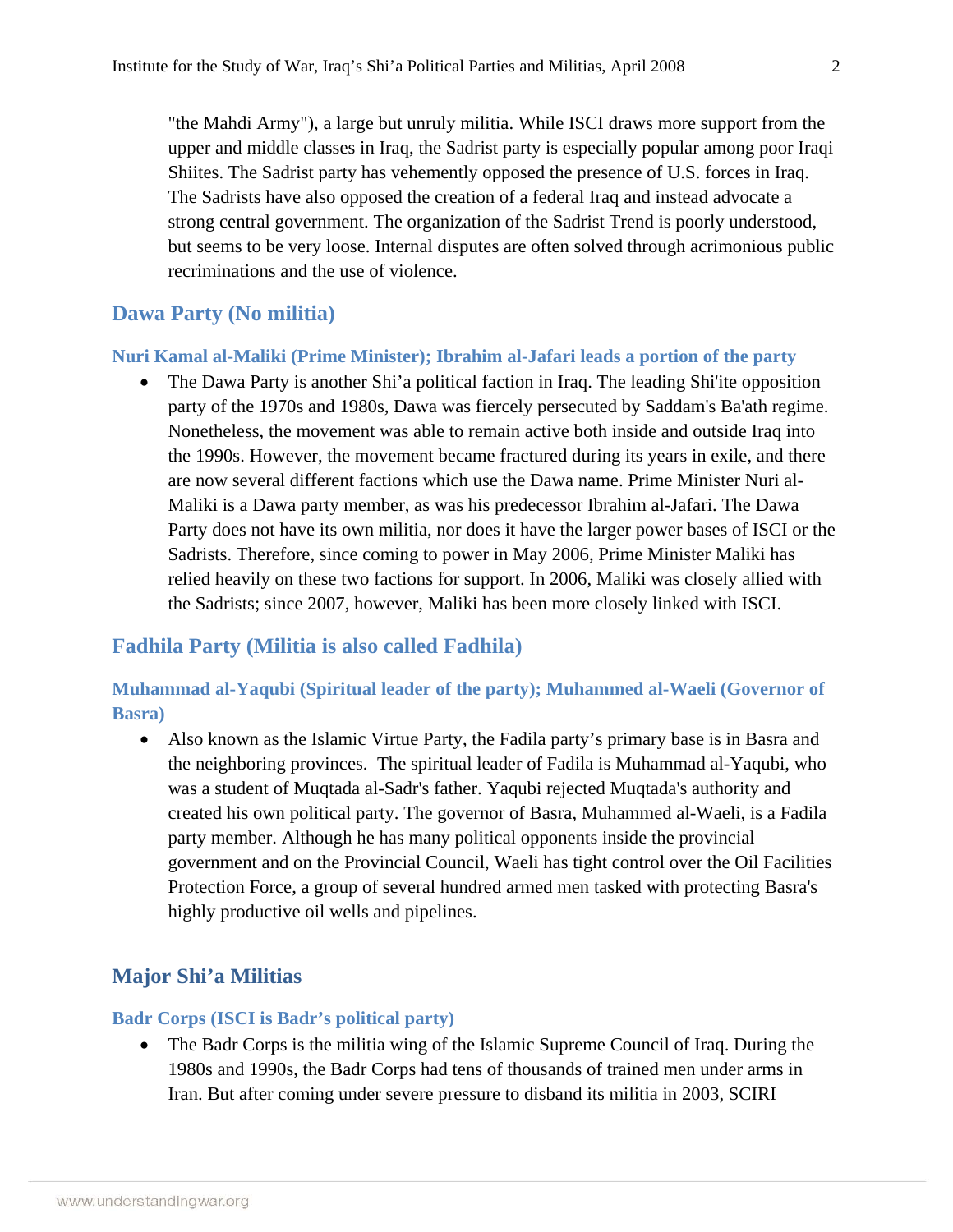"the Mahdi Army"), a large but unruly militia. While ISCI draws more support from the upper and middle classes in Iraq, the Sadrist party is especially popular among poor Iraqi Shiites. The Sadrist party has vehemently opposed the presence of U.S. forces in Iraq. The Sadrists have also opposed the creation of a federal Iraq and instead advocate a strong central government. The organization of the Sadrist Trend is poorly understood, but seems to be very loose. Internal disputes are often solved through acrimonious public recriminations and the use of violence.

## Dawa Party (No militia)

### Nuri Kamal al-Maliki (Prime Minister); Ibrahim al-Jafari leads a portion of the party

- The Dawa Party is another Shi'a political faction in Iraq. The leading Shi'ite opposition party of the 1970s and 1980s, Dawa was fiercely persecuted by Saddam's Ba'ath regime. Nonetheless, the movement was able to remain active both inside and outside Iraq into the 1990s. However, the movement became fractured during its years in exile, and there are now several different factions which use the Dawa name. Prime Minister Nuri al-Maliki is a Dawa party member, as was his predecessor Ibrahim al-Jafari. The Dawa Party does not have its own militia, nor does it have the larger power bases of ISCI or the Sadrists. Therefore, since coming to power in May 2006, Prime Minister Maliki has relied heavily on these two factions for support. In 2006, Maliki was closely allied with the Sadrists; since 2007, however, Maliki has been more closely linked with ISCI.

## Fadhila Party (Militia is also called Fadhila)

### Muhammad al-Yaqubi (Spiritual leader of the party); Muhammed al-Waeli (Governor of Basra)

- Also known as the Islamic Virtue Party, the Fadila party's primary base is in Basra and the neighboring provinces. The spiritual leader of Fadila is Muhammad al-Yaqubi, who was a student of Muqtada al-Sadr's father. Yaqubi rejected Muqtada's authority and created his own political party. The governor of Basra, Muhammed al-Waeli, is a Fadila party member. Although he has many political opponents inside the provincial government and on the Provincial Council, Waeli has tight control over the Oil Facilities Protection Force, a group of several hundred armed men tasked with protecting Basra's highly productive oil wells and pipelines.

## Major Shi'a Militias

### Badr Corps (ISCI is Badr's political party)

- The Badr Corps is the militia wing of the Islamic Supreme Council of Iraq. During the 1980s and 1990s, the Badr Corps had tens of thousands of trained men under arms in Iran. But after coming under severe pressure to disband its militia in 2003, SCIRI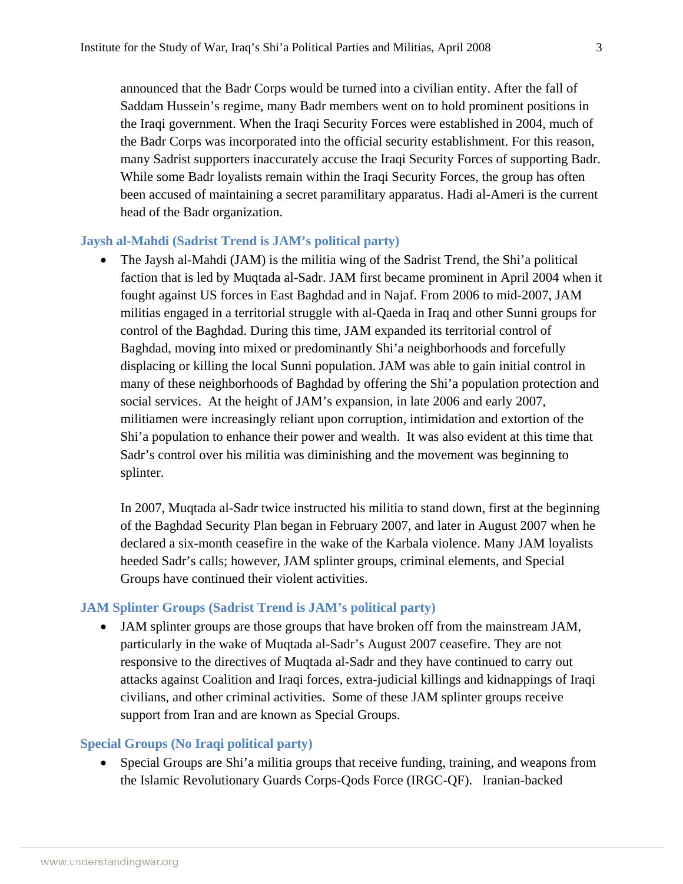announced that the Badr Corps would be turned into a civilian entity. After the fall of Saddam Hussein's regime, many Badr members went on to hold prominent positions in the Iraqi government. When the Iraqi Security Forces were established in 2004, much of the Badr Corps was incorporated into the official security establishment. For this reason, many Sadrist supporters inaccurately accuse the Iraqi Security Forces of supporting Badr. While some Badr loyalists remain within the Iraqi Security Forces, the group has often been accused of maintaining a secret paramilitary apparatus. Hadi al-Ameri is the current head of the Badr organization.

### Jaysh al-Mahdi (Sadrist Trend is JAM's political party)

- The Jaysh al-Mahdi (JAM) is the militia wing of the Sadrist Trend, the Shi'a political faction that is led by Muqtada al-Sadr. JAM first became prominent in April 2004 when it fought against US forces in East Baghdad and in Najaf. From 2006 to mid-2007, JAM militias engaged in a territorial struggle with al-Qaeda in Iraq and other Sunni groups for control of the Baghdad. During this time, JAM expanded its territorial control of Baghdad, moving into mixed or predominantly Shi'a neighborhoods and forcefully displacing or killing the local Sunni population. JAM was able to gain initial control in many of these neighborhoods of Baghdad by offering the Shi'a population protection and social services. At the height of JAM's expansion, in late 2006 and early 2007, militiamen were increasingly reliant upon corruption, intimidation and extortion of the Shi'a population to enhance their power and wealth. It was also evident at this time that Sadr's control over his militia was diminishing and the movement was beginning to splinter.

  In 2007, Muqtada al-Sadr twice instructed his militia to stand down, first at the beginning of the Baghdad Security Plan began in February 2007, and later in August 2007 when he declared a six-month ceasefire in the wake of the Karbala violence. Many JAM loyalists heeded Sadr's calls; however, JAM splinter groups, criminal elements, and Special Groups have continued their violent activities.

### JAM Splinter Groups (Sadrist Trend is JAM's political party)

- JAM splinter groups are those groups that have broken off from the mainstream JAM, particularly in the wake of Muqtada al-Sadr's August 2007 ceasefire. They are not responsive to the directives of Muqtada al-Sadr and they have continued to carry out attacks against Coalition and Iraqi forces, extra-judicial killings and kidnappings of Iraqi civilians, and other criminal activities. Some of these JAM splinter groups receive support from Iran and are known as Special Groups.

### Special Groups (No Iraqi political party)

- Special Groups are Shi'a militia groups that receive funding, training, and weapons from the Islamic Revolutionary Guards Corps-Qods Force (IRGC-QF). Iranian-backed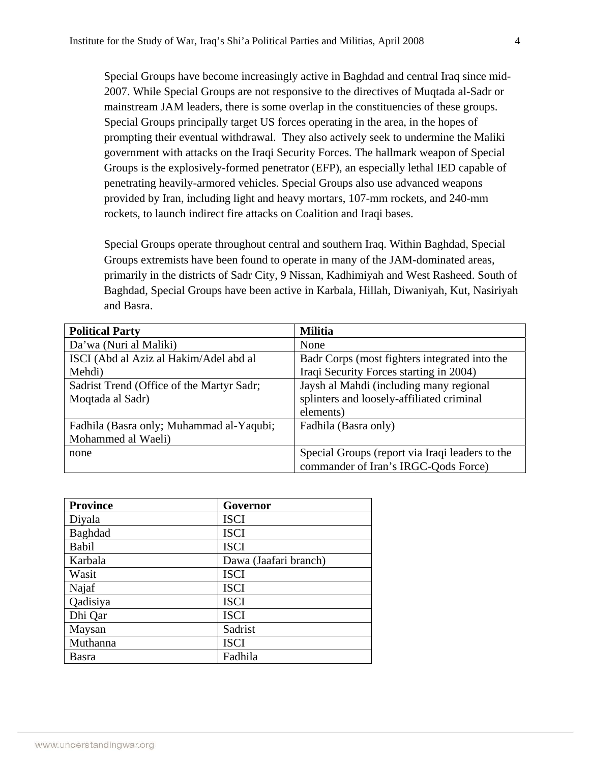Special Groups have become increasingly active in Baghdad and central Iraq since mid-2007. While Special Groups are not responsive to the directives of Muqtada al-Sadr or mainstream JAM leaders, there is some overlap in the constituencies of these groups. Special Groups principally target US forces operating in the area, in the hopes of prompting their eventual withdrawal. They also actively seek to undermine the Maliki government with attacks on the Iraqi Security Forces. The hallmark weapon of Special Groups is the explosively-formed penetrator (EFP), an especially lethal IED capable of penetrating heavily-armored vehicles. Special Groups also use advanced weapons provided by Iran, including light and heavy mortars, 107-mm rockets, and 240-mm rockets, to launch indirect fire attacks on Coalition and Iraqi bases.

Special Groups operate throughout central and southern Iraq. Within Baghdad, Special Groups extremists have been found to operate in many of the JAM-dominated areas, primarily in the districts of Sadr City, 9 Nissan, Kadhimiyah and West Rasheed. South of Baghdad, Special Groups have been active in Karbala, Hillah, Diwaniyah, Kut, Nasiriyah and Basra.

| **Political Party** | **Militia** |
|---|---|
| Da'wa (Nuri al Maliki) | None |
| ISCI (Abd al Aziz al Hakim/Adel abd al Mehdi) | Badr Corps (most fighters integrated into the Iraqi Security Forces starting in 2004) |
| Sadrist Trend (Office of the Martyr Sadr; Moqtada al Sadr) | Jaysh al Mahdi (including many regional splinters and loosely-affiliated criminal elements) |
| Fadhila (Basra only; Muhammad al-Yaqubi; Mohammed al Waeli) | Fadhila (Basra only) |
| none | Special Groups (report via Iraqi leaders to the commander of Iran's IRGC-Qods Force) |

| **Province** | **Governor** |
|---|---|
| Diyala | ISCI |
| Baghdad | ISCI |
| Babil | ISCI |
| Karbala | Dawa (Jaafari branch) |
| Wasit | ISCI |
| Najaf | ISCI |
| Qadisiya | ISCI |
| Dhi Qar | ISCI |
| Maysan | Sadrist |
| Muthanna | ISCI |
| Basra | Fadhila |